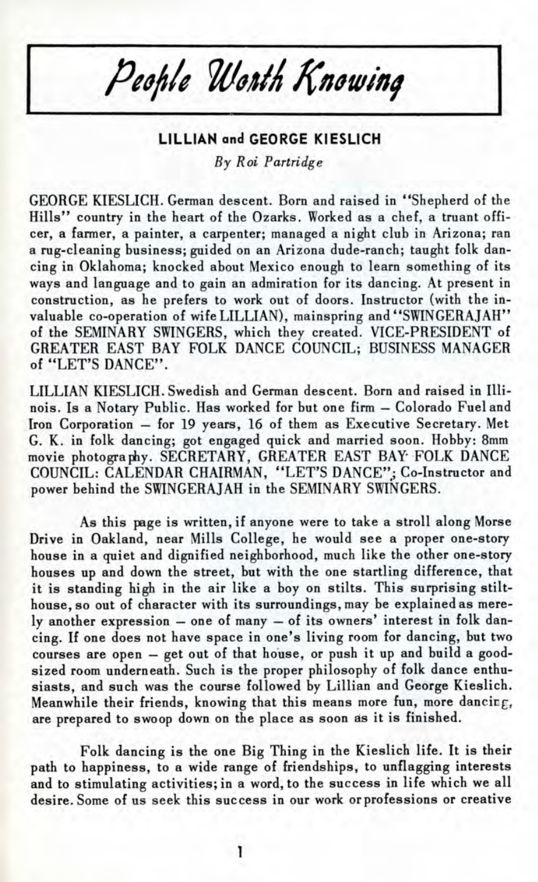# People Worth Knowing

## LILLIAN and GEORGE KIESLICH

*By Roi Partridge*

GEORGE KIESLICH. German descent. Born and raised in "Shepherd of the Hills" country in the heart of the Ozarks. Worked as a chef, a truant officer, a farmer, a painter, a carpenter; managed a night club in Arizona; ran a rug-cleaning business; guided on an Arizona dude-ranch; taught folk dancing in Oklahoma; knocked about Mexico enough to learn something of its ways and language and to gain an admiration for its dancing. At present in construction, as he prefers to work out of doors. Instructor (with the invaluable co-operation of wife LILLIAN), mainspring and "SWINGERAJAH" of the SEMINARY SWINGERS, which they created. VICE-PRESIDENT of GREATER EAST BAY FOLK DANCE COUNCIL; BUSINESS MANAGER of "LET'S DANCE".

LILLIAN KIESLICH. Swedish and German descent. Born and raised in Illinois. Is a Notary Public. Has worked for but one firm – Colorado Fuel and Iron Corporation – for 19 years, 16 of them as Executive Secretary. Met G. K. in folk dancing; got engaged quick and married soon. Hobby: 8mm movie photography. SECRETARY, GREATER EAST BAY FOLK DANCE COUNCIL: CALENDAR CHAIRMAN, "LET'S DANCE"; Co-Instructor and power behind the SWINGERAJAH in the SEMINARY SWINGERS.

As this page is written, if anyone were to take a stroll along Morse Drive in Oakland, near Mills College, he would see a proper one-story house in a quiet and dignified neighborhood, much like the other one-story houses up and down the street, but with the one startling difference, that it is standing high in the air like a boy on stilts. This surprising stilt-house, so out of character with its surroundings, may be explained as merely another expression – one of many – of its owners' interest in folk dancing. If one does not have space in one's living room for dancing, but two courses are open – get out of that house, or push it up and build a good-sized room underneath. Such is the proper philosophy of folk dance enthusiasts, and such was the course followed by Lillian and George Kieslich. Meanwhile their friends, knowing that this means more fun, more dancing, are prepared to swoop down on the place as soon as it is finished.

Folk dancing is the one Big Thing in the Kieslich life. It is their path to happiness, to a wide range of friendships, to unflagging interests and to stimulating activities; in a word, to the success in life which we all desire. Some of us seek this success in our work or professions or creative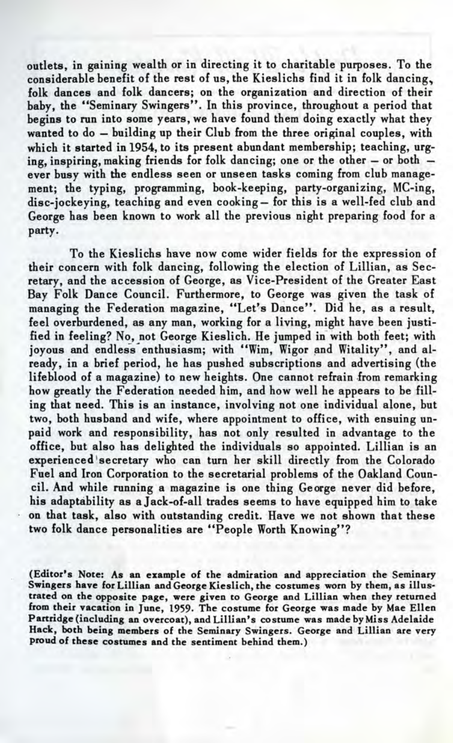outlets, in gaining wealth or in directing it to charitable purposes. To the considerable benefit of the rest of us, the Kieslichs find it in folk dancing, folk dances and folk dancers; on the organization and direction of their baby, the "Seminary Swingers". In this province, throughout a period that begins to run into some years, we have found them doing exactly what they wanted to do – building up their Club from the three original couples, with which it started in 1954, to its present abundant membership; teaching, urging, inspiring, making friends for folk dancing; one or the other – or both – ever busy with the endless seen or unseen tasks coming from club management; the typing, programming, book-keeping, party-organizing, MC-ing, disc-jockeying, teaching and even cooking – for this is a well-fed club and George has been known to work all the previous night preparing food for a party.

To the Kieslichs have now come wider fields for the expression of their concern with folk dancing, following the election of Lillian, as Secretary, and the accession of George, as Vice-President of the Greater East Bay Folk Dance Council. Furthermore, to George was given the task of managing the Federation magazine, "Let's Dance". Did he, as a result, feel overburdened, as any man, working for a living, might have been justified in feeling? No, not George Kieslich. He jumped in with both feet; with joyous and endless enthusiasm; with "Wim, Wigor and Witality", and already, in a brief period, he has pushed subscriptions and advertising (the lifeblood of a magazine) to new heights. One cannot refrain from remarking how greatly the Federation needed him, and how well he appears to be filling that need. This is an instance, involving not one individual alone, but two, both husband and wife, where appointment to office, with ensuing unpaid work and responsibility, has not only resulted in advantage to the office, but also has delighted the individuals so appointed. Lillian is an experienced secretary who can turn her skill directly from the Colorado Fuel and Iron Corporation to the secretarial problems of the Oakland Council. And while running a magazine is one thing George never did before, his adaptability as a Jack-of-all trades seems to have equipped him to take on that task, also with outstanding credit. Have we not shown that these two folk dance personalities are "People Worth Knowing"?

**(Editor's Note: As an example of the admiration and appreciation the Seminary Swingers have for Lillian and George Kieslich, the costumes worn by them, as illustrated on the opposite page, were given to George and Lillian when they returned from their vacation in June, 1959. The costume for George was made by Mae Ellen Partridge (including an overcoat), and Lillian's costume was made by Miss Adelaide Hack, both being members of the Seminary Swingers. George and Lillian are very proud of these costumes and the sentiment behind them.)**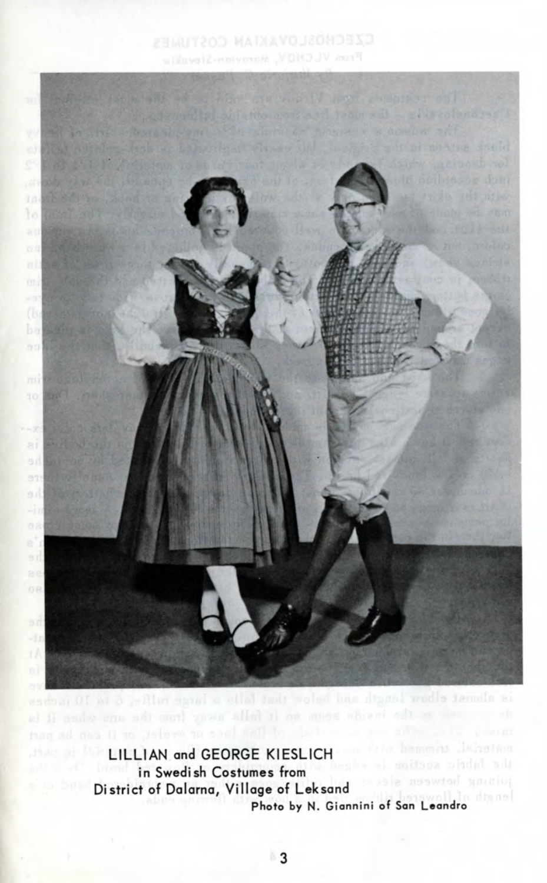LILLIAN and GEORGE KIESLICH
in Swedish Costumes from
District of Dalarna, Village of Leksand

Photo by N. Giannini of San Leandro